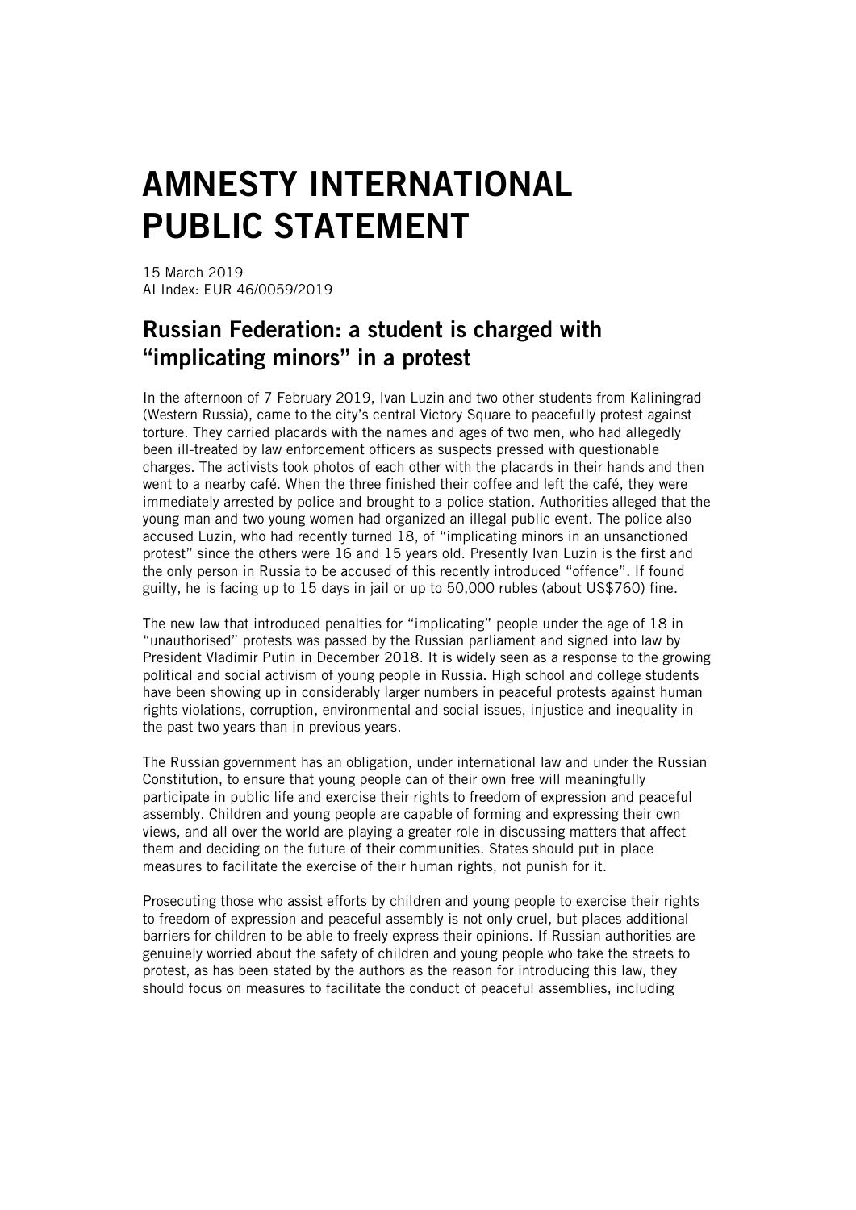# AMNESTY INTERNATIONAL PUBLIC STATEMENT

15 March 2019
AI Index: EUR 46/0059/2019

## Russian Federation: a student is charged with "implicating minors" in a protest

In the afternoon of 7 February 2019, Ivan Luzin and two other students from Kaliningrad (Western Russia), came to the city's central Victory Square to peacefully protest against torture. They carried placards with the names and ages of two men, who had allegedly been ill-treated by law enforcement officers as suspects pressed with questionable charges. The activists took photos of each other with the placards in their hands and then went to a nearby café. When the three finished their coffee and left the café, they were immediately arrested by police and brought to a police station. Authorities alleged that the young man and two young women had organized an illegal public event. The police also accused Luzin, who had recently turned 18, of "implicating minors in an unsanctioned protest" since the others were 16 and 15 years old. Presently Ivan Luzin is the first and the only person in Russia to be accused of this recently introduced "offence". If found guilty, he is facing up to 15 days in jail or up to 50,000 rubles (about US$760) fine.

The new law that introduced penalties for "implicating" people under the age of 18 in "unauthorised" protests was passed by the Russian parliament and signed into law by President Vladimir Putin in December 2018. It is widely seen as a response to the growing political and social activism of young people in Russia. High school and college students have been showing up in considerably larger numbers in peaceful protests against human rights violations, corruption, environmental and social issues, injustice and inequality in the past two years than in previous years.

The Russian government has an obligation, under international law and under the Russian Constitution, to ensure that young people can of their own free will meaningfully participate in public life and exercise their rights to freedom of expression and peaceful assembly. Children and young people are capable of forming and expressing their own views, and all over the world are playing a greater role in discussing matters that affect them and deciding on the future of their communities. States should put in place measures to facilitate the exercise of their human rights, not punish for it.

Prosecuting those who assist efforts by children and young people to exercise their rights to freedom of expression and peaceful assembly is not only cruel, but places additional barriers for children to be able to freely express their opinions. If Russian authorities are genuinely worried about the safety of children and young people who take the streets to protest, as has been stated by the authors as the reason for introducing this law, they should focus on measures to facilitate the conduct of peaceful assemblies, including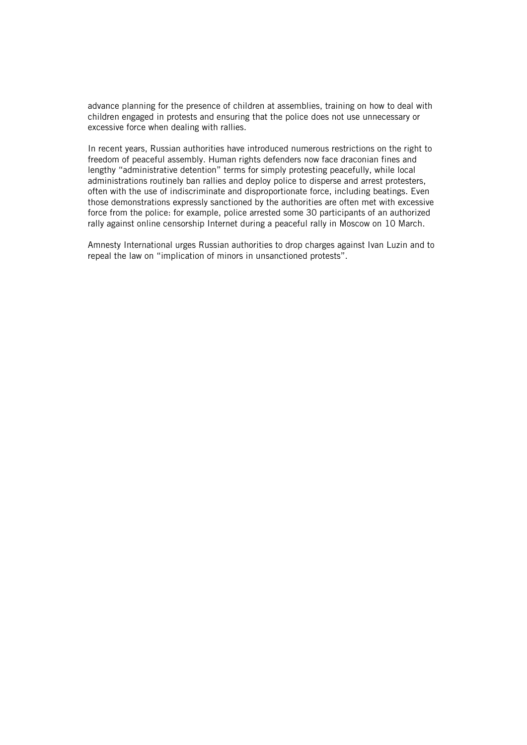advance planning for the presence of children at assemblies, training on how to deal with children engaged in protests and ensuring that the police does not use unnecessary or excessive force when dealing with rallies.

In recent years, Russian authorities have introduced numerous restrictions on the right to freedom of peaceful assembly. Human rights defenders now face draconian fines and lengthy "administrative detention" terms for simply protesting peacefully, while local administrations routinely ban rallies and deploy police to disperse and arrest protesters, often with the use of indiscriminate and disproportionate force, including beatings. Even those demonstrations expressly sanctioned by the authorities are often met with excessive force from the police: for example, police arrested some 30 participants of an authorized rally against online censorship Internet during a peaceful rally in Moscow on 10 March.

Amnesty International urges Russian authorities to drop charges against Ivan Luzin and to repeal the law on "implication of minors in unsanctioned protests".